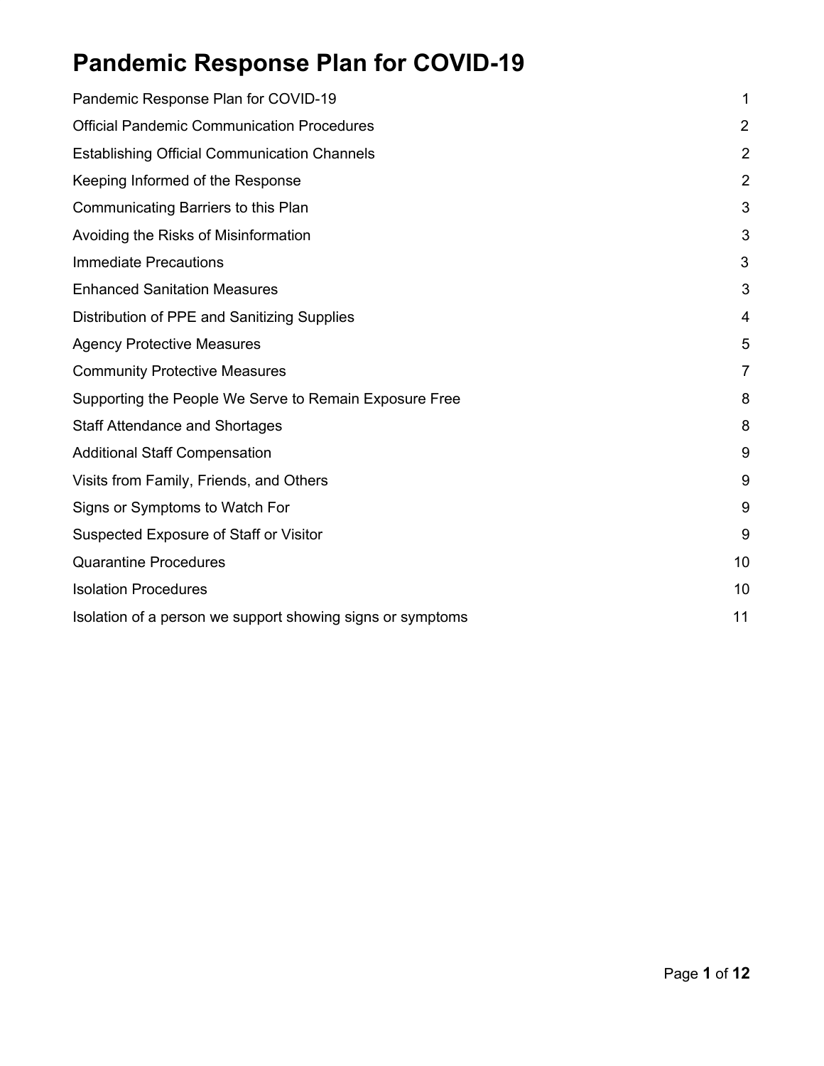# Pandemic Response Plan for COVID-19

| | |
|---|---|
| Pandemic Response Plan for COVID-19 | 1 |
| Official Pandemic Communication Procedures | 2 |
| Establishing Official Communication Channels | 2 |
| Keeping Informed of the Response | 2 |
| Communicating Barriers to this Plan | 3 |
| Avoiding the Risks of Misinformation | 3 |
| Immediate Precautions | 3 |
| Enhanced Sanitation Measures | 3 |
| Distribution of PPE and Sanitizing Supplies | 4 |
| Agency Protective Measures | 5 |
| Community Protective Measures | 7 |
| Supporting the People We Serve to Remain Exposure Free | 8 |
| Staff Attendance and Shortages | 8 |
| Additional Staff Compensation | 9 |
| Visits from Family, Friends, and Others | 9 |
| Signs or Symptoms to Watch For | 9 |
| Suspected Exposure of Staff or Visitor | 9 |
| Quarantine Procedures | 10 |
| Isolation Procedures | 10 |
| Isolation of a person we support showing signs or symptoms | 11 |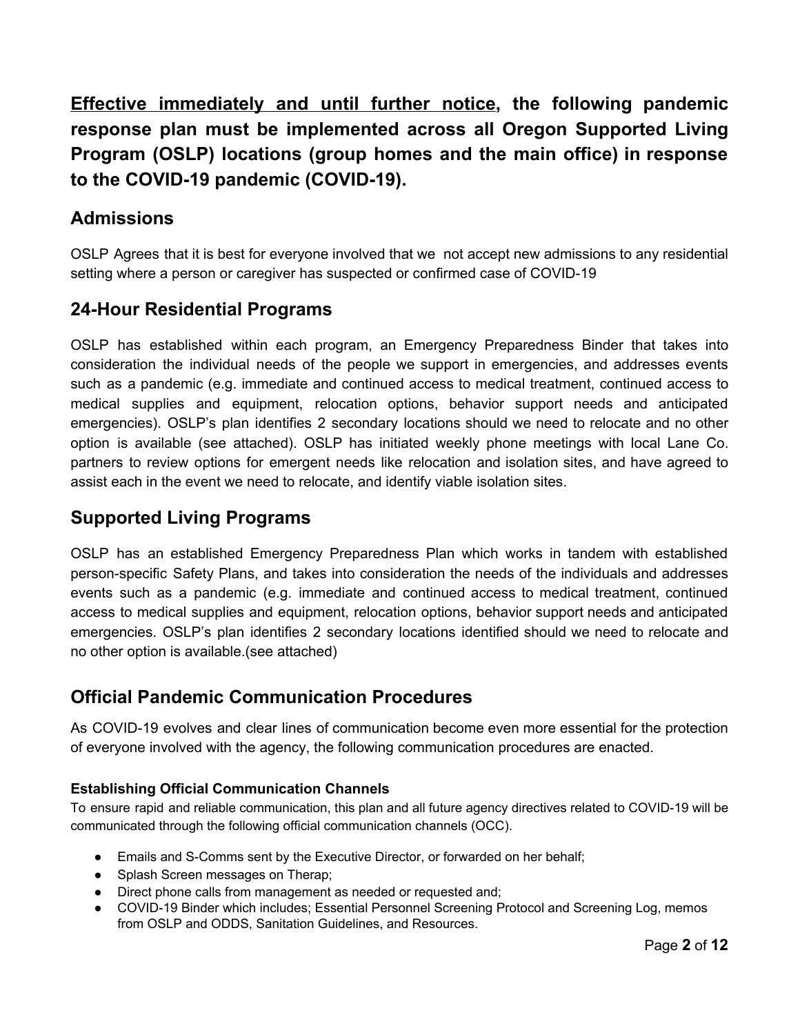**<u>Effective immediately and until further notice</u>, the following pandemic response plan must be implemented across all Oregon Supported Living Program (OSLP) locations (group homes and the main office) in response to the COVID-19 pandemic (COVID-19).**

## Admissions

OSLP Agrees that it is best for everyone involved that we  not accept new admissions to any residential setting where a person or caregiver has suspected or confirmed case of COVID-19

## 24-Hour Residential Programs

OSLP has established within each program, an Emergency Preparedness Binder that takes into consideration the individual needs of the people we support in emergencies, and addresses events such as a pandemic (e.g. immediate and continued access to medical treatment, continued access to medical supplies and equipment, relocation options, behavior support needs and anticipated emergencies). OSLP's plan identifies 2 secondary locations should we need to relocate and no other option is available (see attached). OSLP has initiated weekly phone meetings with local Lane Co. partners to review options for emergent needs like relocation and isolation sites, and have agreed to assist each in the event we need to relocate, and identify viable isolation sites.

## Supported Living Programs

OSLP has an established Emergency Preparedness Plan which works in tandem with established person-specific Safety Plans, and takes into consideration the needs of the individuals and addresses events such as a pandemic (e.g. immediate and continued access to medical treatment, continued access to medical supplies and equipment, relocation options, behavior support needs and anticipated emergencies. OSLP's plan identifies 2 secondary locations identified should we need to relocate and no other option is available.(see attached)

## Official Pandemic Communication Procedures

As COVID-19 evolves and clear lines of communication become even more essential for the protection of everyone involved with the agency, the following communication procedures are enacted.

#### Establishing Official Communication Channels

To ensure rapid and reliable communication, this plan and all future agency directives related to COVID-19 will be communicated through the following official communication channels (OCC).

- Emails and S-Comms sent by the Executive Director, or forwarded on her behalf;
- Splash Screen messages on Therap;
- Direct phone calls from management as needed or requested and;
- COVID-19 Binder which includes; Essential Personnel Screening Protocol and Screening Log, memos from OSLP and ODDS, Sanitation Guidelines, and Resources.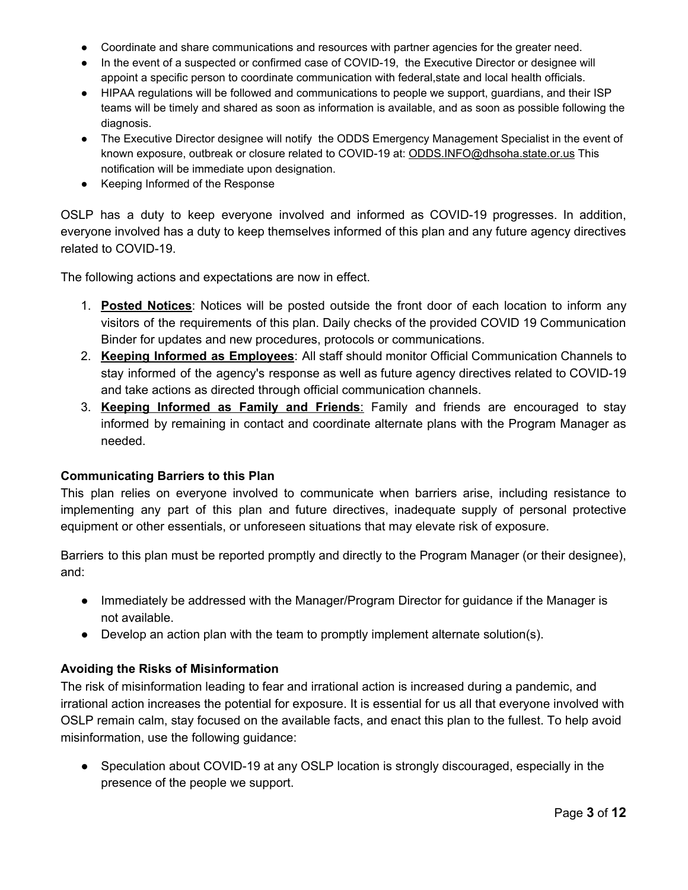- Coordinate and share communications and resources with partner agencies for the greater need.
- In the event of a suspected or confirmed case of COVID-19, the Executive Director or designee will appoint a specific person to coordinate communication with federal,state and local health officials.
- HIPAA regulations will be followed and communications to people we support, guardians, and their ISP teams will be timely and shared as soon as information is available, and as soon as possible following the diagnosis.
- The Executive Director designee will notify the ODDS Emergency Management Specialist in the event of known exposure, outbreak or closure related to COVID-19 at: ODDS.INFO@dhsoha.state.or.us This notification will be immediate upon designation.
- Keeping Informed of the Response

OSLP has a duty to keep everyone involved and informed as COVID-19 progresses. In addition, everyone involved has a duty to keep themselves informed of this plan and any future agency directives related to COVID-19.

The following actions and expectations are now in effect.

1. **Posted Notices**: Notices will be posted outside the front door of each location to inform any visitors of the requirements of this plan. Daily checks of the provided COVID 19 Communication Binder for updates and new procedures, protocols or communications.
2. **Keeping Informed as Employees**: All staff should monitor Official Communication Channels to stay informed of the agency's response as well as future agency directives related to COVID-19 and take actions as directed through official communication channels.
3. **Keeping Informed as Family and Friends**: Family and friends are encouraged to stay informed by remaining in contact and coordinate alternate plans with the Program Manager as needed.

**Communicating Barriers to this Plan**

This plan relies on everyone involved to communicate when barriers arise, including resistance to implementing any part of this plan and future directives, inadequate supply of personal protective equipment or other essentials, or unforeseen situations that may elevate risk of exposure.

Barriers to this plan must be reported promptly and directly to the Program Manager (or their designee), and:

- Immediately be addressed with the Manager/Program Director for guidance if the Manager is not available.
- Develop an action plan with the team to promptly implement alternate solution(s).

**Avoiding the Risks of Misinformation**

The risk of misinformation leading to fear and irrational action is increased during a pandemic, and irrational action increases the potential for exposure. It is essential for us all that everyone involved with OSLP remain calm, stay focused on the available facts, and enact this plan to the fullest. To help avoid misinformation, use the following guidance:

- Speculation about COVID-19 at any OSLP location is strongly discouraged, especially in the presence of the people we support.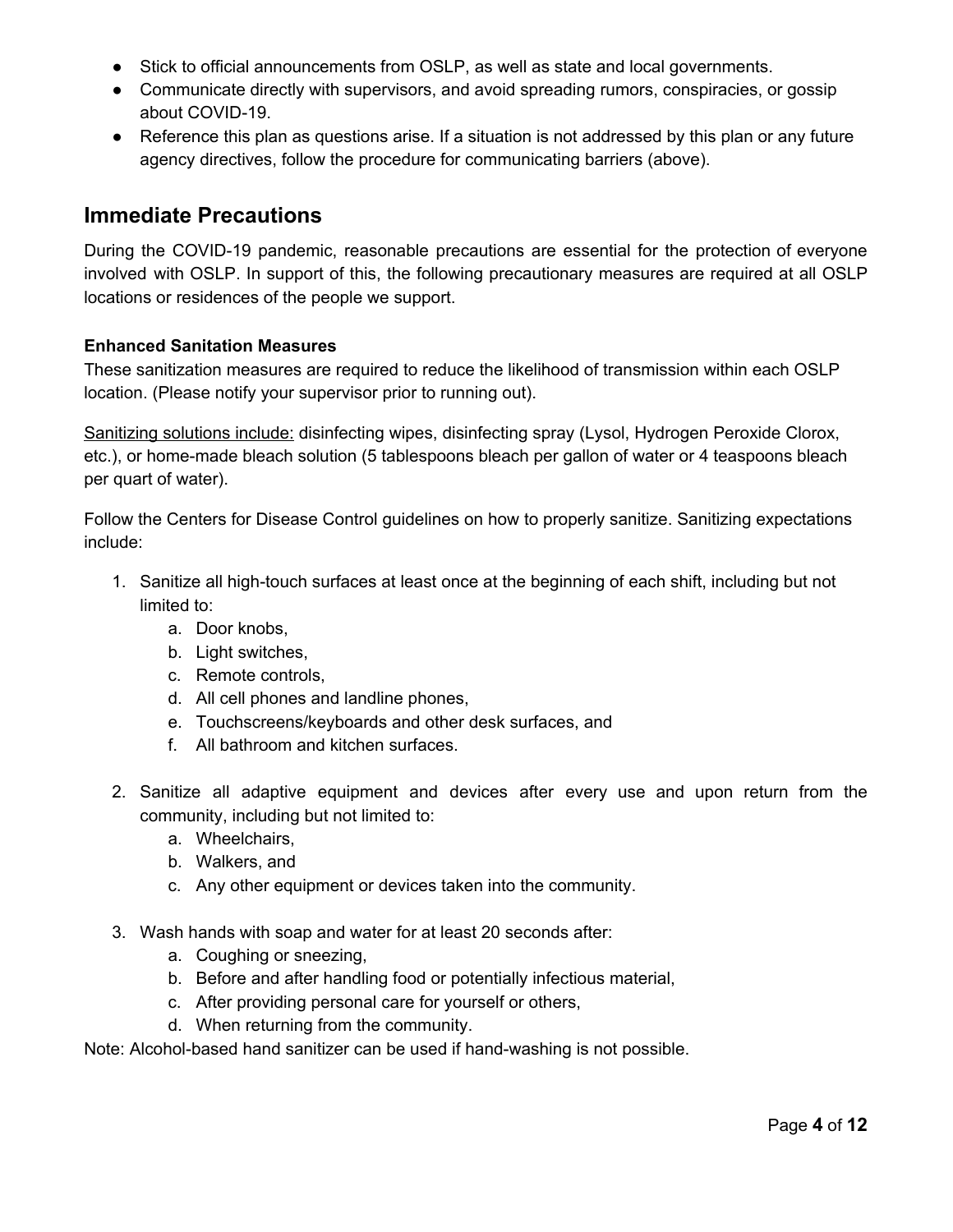- Stick to official announcements from OSLP, as well as state and local governments.
- Communicate directly with supervisors, and avoid spreading rumors, conspiracies, or gossip about COVID-19.
- Reference this plan as questions arise. If a situation is not addressed by this plan or any future agency directives, follow the procedure for communicating barriers (above).

## Immediate Precautions

During the COVID-19 pandemic, reasonable precautions are essential for the protection of everyone involved with OSLP. In support of this, the following precautionary measures are required at all OSLP locations or residences of the people we support.

**Enhanced Sanitation Measures**
These sanitization measures are required to reduce the likelihood of transmission within each OSLP location. (Please notify your supervisor prior to running out).

Sanitizing solutions include: disinfecting wipes, disinfecting spray (Lysol, Hydrogen Peroxide Clorox, etc.), or home-made bleach solution (5 tablespoons bleach per gallon of water or 4 teaspoons bleach per quart of water).

Follow the Centers for Disease Control guidelines on how to properly sanitize. Sanitizing expectations include:

1. Sanitize all high-touch surfaces at least once at the beginning of each shift, including but not limited to:
   a. Door knobs,
   b. Light switches,
   c. Remote controls,
   d. All cell phones and landline phones,
   e. Touchscreens/keyboards and other desk surfaces, and
   f. All bathroom and kitchen surfaces.

2. Sanitize all adaptive equipment and devices after every use and upon return from the community, including but not limited to:
   a. Wheelchairs,
   b. Walkers, and
   c. Any other equipment or devices taken into the community.

3. Wash hands with soap and water for at least 20 seconds after:
   a. Coughing or sneezing,
   b. Before and after handling food or potentially infectious material,
   c. After providing personal care for yourself or others,
   d. When returning from the community.

Note: Alcohol-based hand sanitizer can be used if hand-washing is not possible.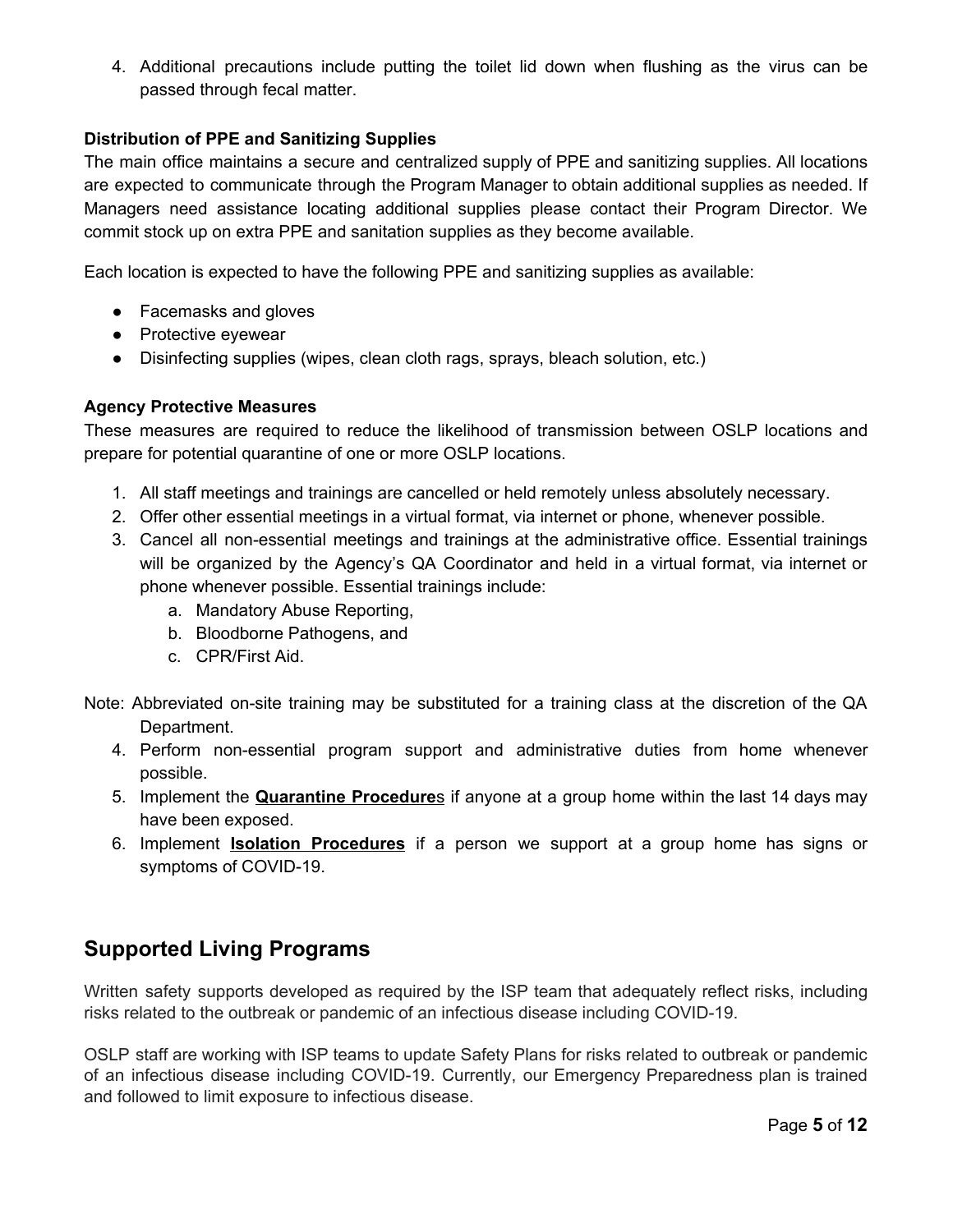4. Additional precautions include putting the toilet lid down when flushing as the virus can be passed through fecal matter.

**Distribution of PPE and Sanitizing Supplies**

The main office maintains a secure and centralized supply of PPE and sanitizing supplies. All locations are expected to communicate through the Program Manager to obtain additional supplies as needed. If Managers need assistance locating additional supplies please contact their Program Director. We commit stock up on extra PPE and sanitation supplies as they become available.

Each location is expected to have the following PPE and sanitizing supplies as available:

- Facemasks and gloves
- Protective eyewear
- Disinfecting supplies (wipes, clean cloth rags, sprays, bleach solution, etc.)

**Agency Protective Measures**

These measures are required to reduce the likelihood of transmission between OSLP locations and prepare for potential quarantine of one or more OSLP locations.

1. All staff meetings and trainings are cancelled or held remotely unless absolutely necessary.
2. Offer other essential meetings in a virtual format, via internet or phone, whenever possible.
3. Cancel all non-essential meetings and trainings at the administrative office. Essential trainings will be organized by the Agency's QA Coordinator and held in a virtual format, via internet or phone whenever possible. Essential trainings include:
    a. Mandatory Abuse Reporting,
    b. Bloodborne Pathogens, and
    c. CPR/First Aid.

Note: Abbreviated on-site training may be substituted for a training class at the discretion of the QA Department.

4. Perform non-essential program support and administrative duties from home whenever possible.
5. Implement the **Quarantine Procedure**s if anyone at a group home within the last 14 days may have been exposed.
6. Implement **Isolation Procedures** if a person we support at a group home has signs or symptoms of COVID-19.

## Supported Living Programs

Written safety supports developed as required by the ISP team that adequately reflect risks, including risks related to the outbreak or pandemic of an infectious disease including COVID-19.

OSLP staff are working with ISP teams to update Safety Plans for risks related to outbreak or pandemic of an infectious disease including COVID-19. Currently, our Emergency Preparedness plan is trained and followed to limit exposure to infectious disease.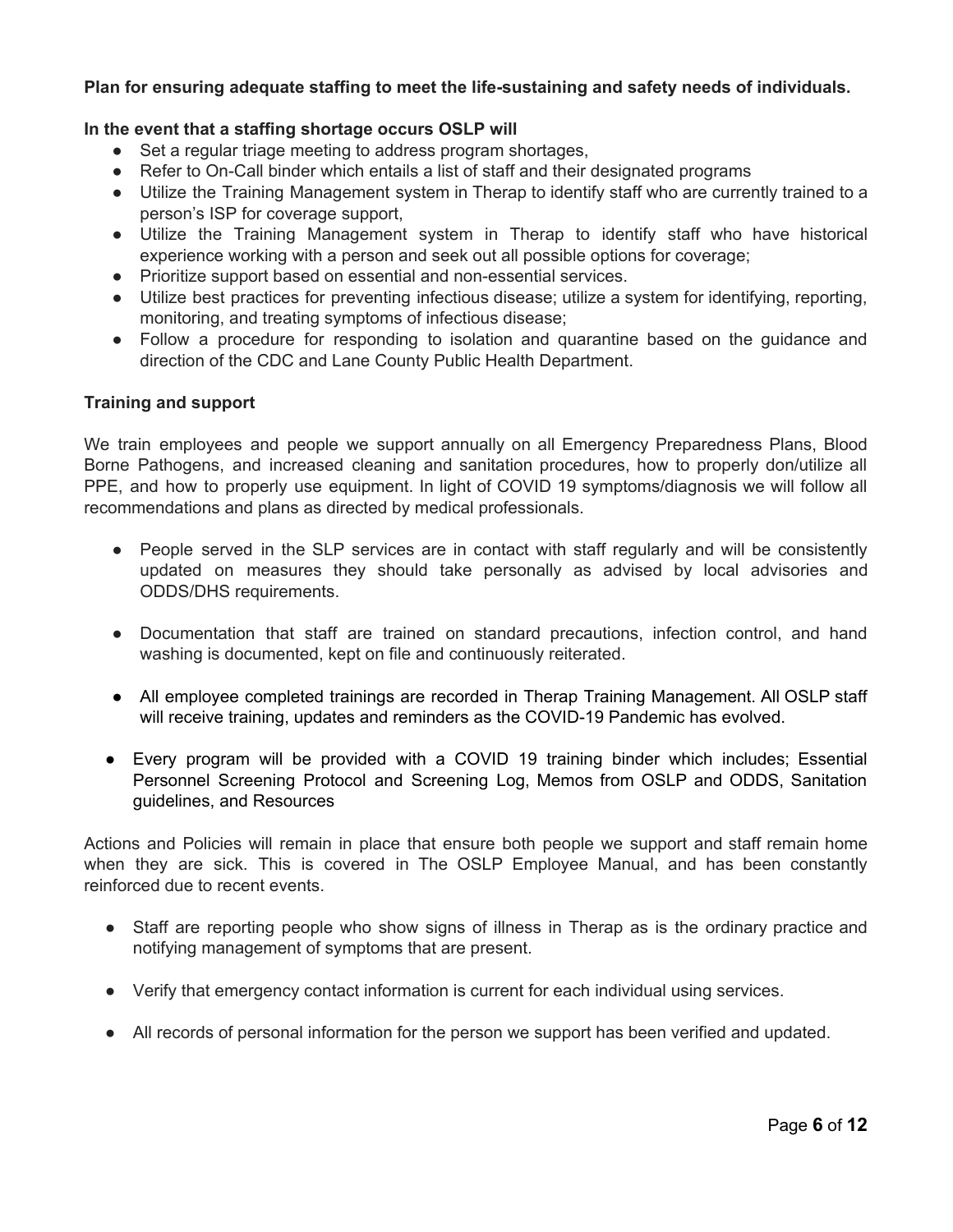**Plan for ensuring adequate staffing to meet the life-sustaining and safety needs of individuals.**

**In the event that a staffing shortage occurs OSLP will**

- Set a regular triage meeting to address program shortages,
- Refer to On-Call binder which entails a list of staff and their designated programs
- Utilize the Training Management system in Therap to identify staff who are currently trained to a person's ISP for coverage support,
- Utilize the Training Management system in Therap to identify staff who have historical experience working with a person and seek out all possible options for coverage;
- Prioritize support based on essential and non-essential services.
- Utilize best practices for preventing infectious disease; utilize a system for identifying, reporting, monitoring, and treating symptoms of infectious disease;
- Follow a procedure for responding to isolation and quarantine based on the guidance and direction of the CDC and Lane County Public Health Department.

**Training and support**

We train employees and people we support annually on all Emergency Preparedness Plans, Blood Borne Pathogens, and increased cleaning and sanitation procedures, how to properly don/utilize all PPE, and how to properly use equipment. In light of COVID 19 symptoms/diagnosis we will follow all recommendations and plans as directed by medical professionals.

- People served in the SLP services are in contact with staff regularly and will be consistently updated on measures they should take personally as advised by local advisories and ODDS/DHS requirements.
- Documentation that staff are trained on standard precautions, infection control, and hand washing is documented, kept on file and continuously reiterated.
- All employee completed trainings are recorded in Therap Training Management. All OSLP staff will receive training, updates and reminders as the COVID-19 Pandemic has evolved.
- Every program will be provided with a COVID 19 training binder which includes; Essential Personnel Screening Protocol and Screening Log, Memos from OSLP and ODDS, Sanitation guidelines, and Resources

Actions and Policies will remain in place that ensure both people we support and staff remain home when they are sick. This is covered in The OSLP Employee Manual, and has been constantly reinforced due to recent events.

- Staff are reporting people who show signs of illness in Therap as is the ordinary practice and notifying management of symptoms that are present.
- Verify that emergency contact information is current for each individual using services.
- All records of personal information for the person we support has been verified and updated.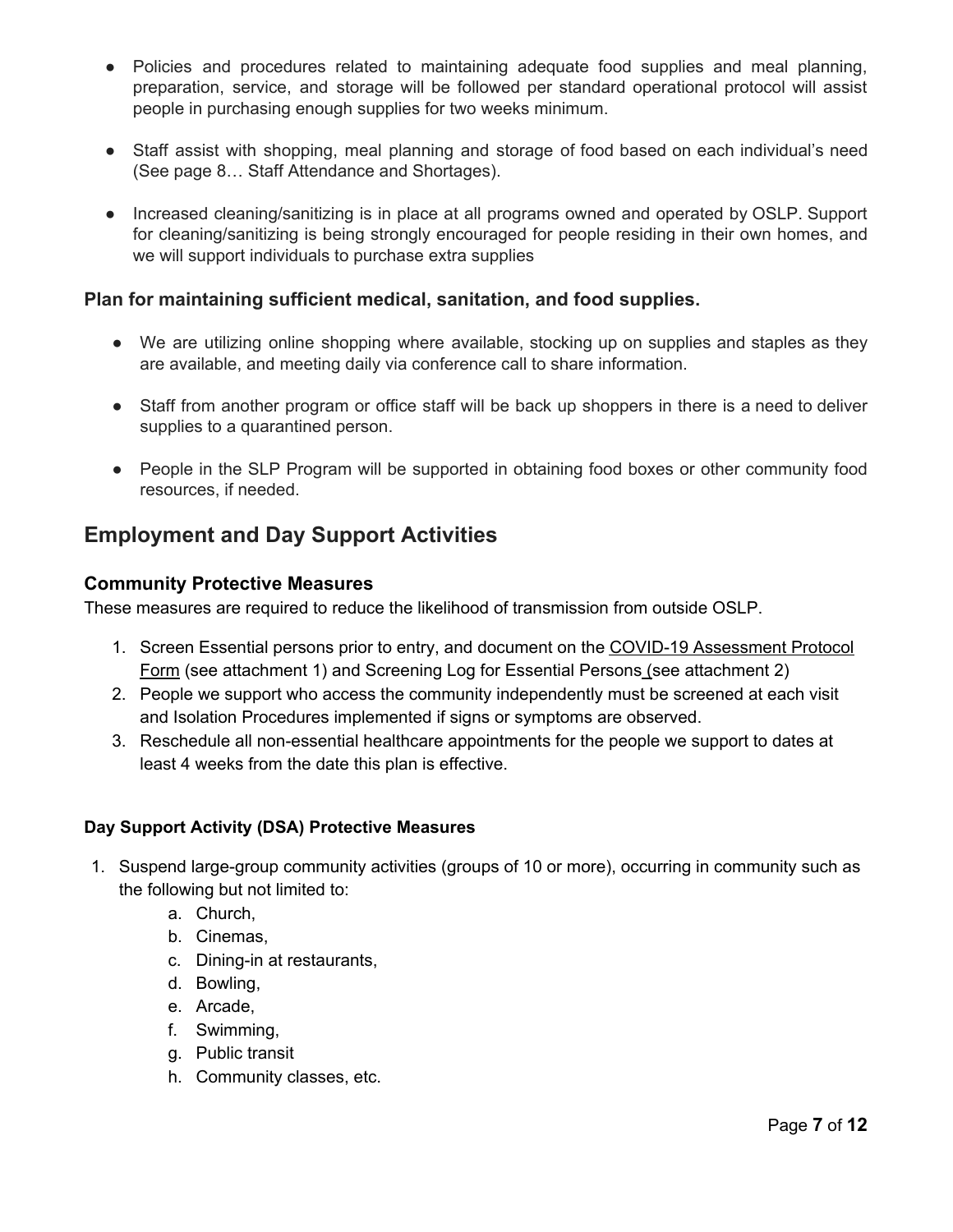- Policies and procedures related to maintaining adequate food supplies and meal planning, preparation, service, and storage will be followed per standard operational protocol will assist people in purchasing enough supplies for two weeks minimum.

- Staff assist with shopping, meal planning and storage of food based on each individual's need (See page 8… Staff Attendance and Shortages).

- Increased cleaning/sanitizing is in place at all programs owned and operated by OSLP. Support for cleaning/sanitizing is being strongly encouraged for people residing in their own homes, and we will support individuals to purchase extra supplies

### Plan for maintaining sufficient medical, sanitation, and food supplies.

- We are utilizing online shopping where available, stocking up on supplies and staples as they are available, and meeting daily via conference call to share information.

- Staff from another program or office staff will be back up shoppers in there is a need to deliver supplies to a quarantined person.

- People in the SLP Program will be supported in obtaining food boxes or other community food resources, if needed.

## Employment and Day Support Activities

### Community Protective Measures

These measures are required to reduce the likelihood of transmission from outside OSLP.

1. Screen Essential persons prior to entry, and document on the COVID-19 Assessment Protocol Form (see attachment 1) and Screening Log for Essential Persons (see attachment 2)
2. People we support who access the community independently must be screened at each visit and Isolation Procedures implemented if signs or symptoms are observed.
3. Reschedule all non-essential healthcare appointments for the people we support to dates at least 4 weeks from the date this plan is effective.

#### Day Support Activity (DSA) Protective Measures

1. Suspend large-group community activities (groups of 10 or more), occurring in community such as the following but not limited to:
   a. Church,
   b. Cinemas,
   c. Dining-in at restaurants,
   d. Bowling,
   e. Arcade,
   f. Swimming,
   g. Public transit
   h. Community classes, etc.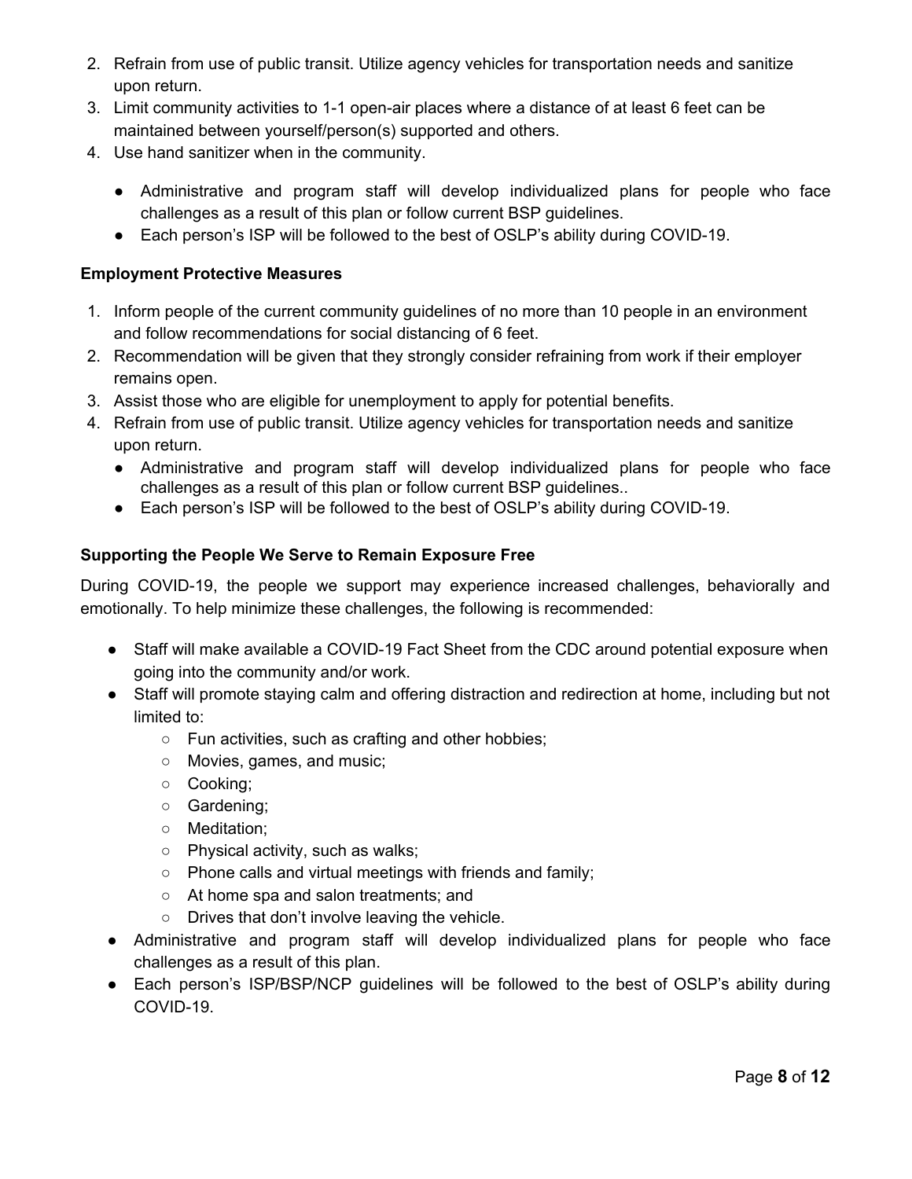2. Refrain from use of public transit. Utilize agency vehicles for transportation needs and sanitize upon return.
3. Limit community activities to 1-1 open-air places where a distance of at least 6 feet can be maintained between yourself/person(s) supported and others.
4. Use hand sanitizer when in the community.

- Administrative and program staff will develop individualized plans for people who face challenges as a result of this plan or follow current BSP guidelines.
- Each person's ISP will be followed to the best of OSLP's ability during COVID-19.

**Employment Protective Measures**

1. Inform people of the current community guidelines of no more than 10 people in an environment and follow recommendations for social distancing of 6 feet.
2. Recommendation will be given that they strongly consider refraining from work if their employer remains open.
3. Assist those who are eligible for unemployment to apply for potential benefits.
4. Refrain from use of public transit. Utilize agency vehicles for transportation needs and sanitize upon return.
   - Administrative and program staff will develop individualized plans for people who face challenges as a result of this plan or follow current BSP guidelines..
   - Each person's ISP will be followed to the best of OSLP's ability during COVID-19.

**Supporting the People We Serve to Remain Exposure Free**

During COVID-19, the people we support may experience increased challenges, behaviorally and emotionally. To help minimize these challenges, the following is recommended:

- Staff will make available a COVID-19 Fact Sheet from the CDC around potential exposure when going into the community and/or work.
- Staff will promote staying calm and offering distraction and redirection at home, including but not limited to:
  - Fun activities, such as crafting and other hobbies;
  - Movies, games, and music;
  - Cooking;
  - Gardening;
  - Meditation;
  - Physical activity, such as walks;
  - Phone calls and virtual meetings with friends and family;
  - At home spa and salon treatments; and
  - Drives that don't involve leaving the vehicle.
- Administrative and program staff will develop individualized plans for people who face challenges as a result of this plan.
- Each person's ISP/BSP/NCP guidelines will be followed to the best of OSLP's ability during COVID-19.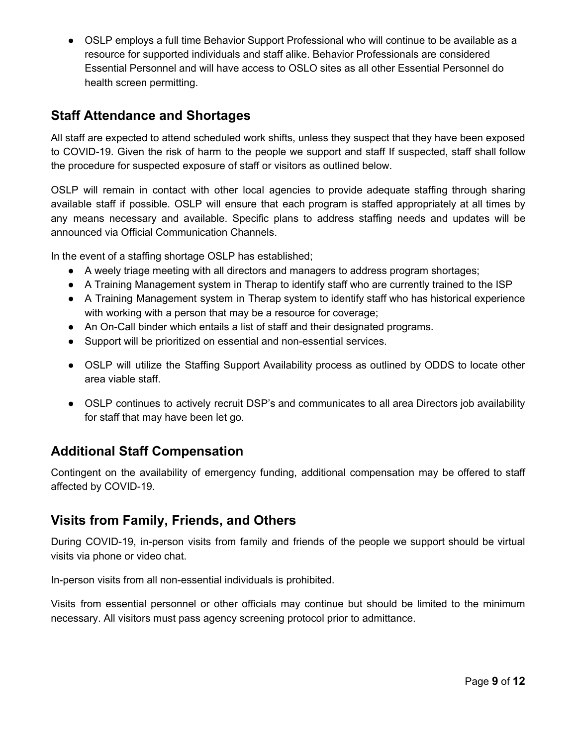- OSLP employs a full time Behavior Support Professional who will continue to be available as a resource for supported individuals and staff alike. Behavior Professionals are considered Essential Personnel and will have access to OSLO sites as all other Essential Personnel do health screen permitting.

## Staff Attendance and Shortages

All staff are expected to attend scheduled work shifts, unless they suspect that they have been exposed to COVID-19. Given the risk of harm to the people we support and staff If suspected, staff shall follow the procedure for suspected exposure of staff or visitors as outlined below.

OSLP will remain in contact with other local agencies to provide adequate staffing through sharing available staff if possible. OSLP will ensure that each program is staffed appropriately at all times by any means necessary and available. Specific plans to address staffing needs and updates will be announced via Official Communication Channels.

In the event of a staffing shortage OSLP has established;

- A weely triage meeting with all directors and managers to address program shortages;
- A Training Management system in Therap to identify staff who are currently trained to the ISP
- A Training Management system in Therap system to identify staff who has historical experience with working with a person that may be a resource for coverage;
- An On-Call binder which entails a list of staff and their designated programs.
- Support will be prioritized on essential and non-essential services.
- OSLP will utilize the Staffing Support Availability process as outlined by ODDS to locate other area viable staff.
- OSLP continues to actively recruit DSP's and communicates to all area Directors job availability for staff that may have been let go.

## Additional Staff Compensation

Contingent on the availability of emergency funding, additional compensation may be offered to staff affected by COVID-19.

## Visits from Family, Friends, and Others

During COVID-19, in-person visits from family and friends of the people we support should be virtual visits via phone or video chat.

In-person visits from all non-essential individuals is prohibited.

Visits from essential personnel or other officials may continue but should be limited to the minimum necessary. All visitors must pass agency screening protocol prior to admittance.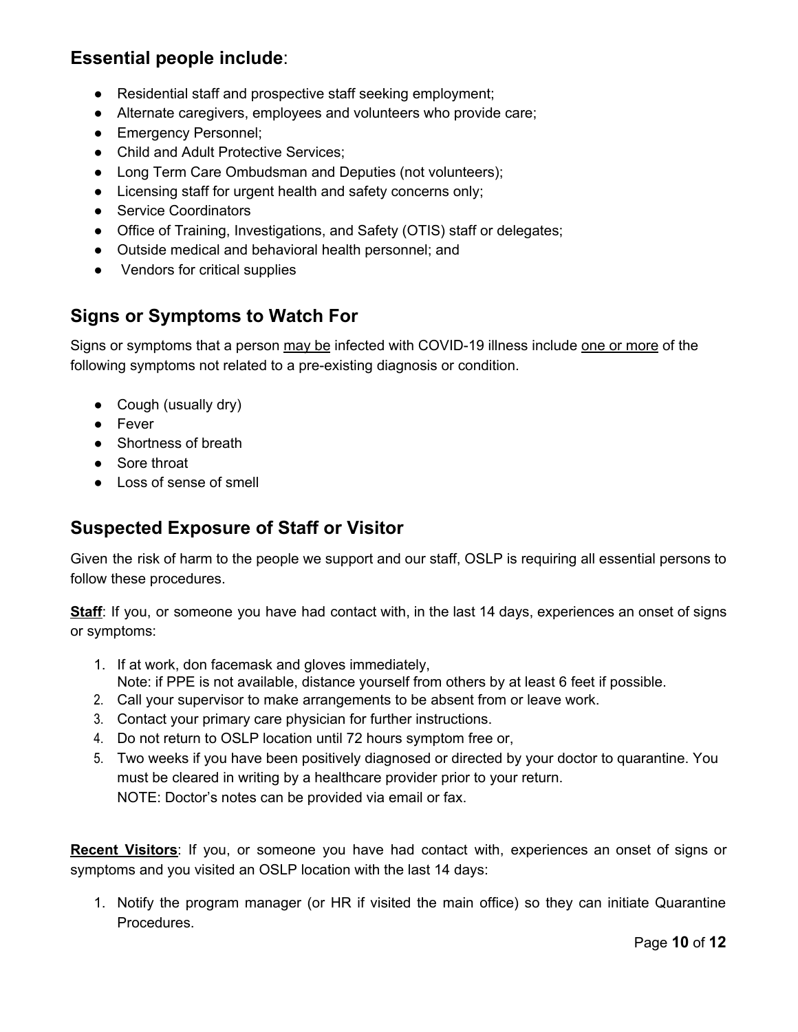## **Essential people include**:

- Residential staff and prospective staff seeking employment;
- Alternate caregivers, employees and volunteers who provide care;
- Emergency Personnel;
- Child and Adult Protective Services;
- Long Term Care Ombudsman and Deputies (not volunteers);
- Licensing staff for urgent health and safety concerns only;
- Service Coordinators
- Office of Training, Investigations, and Safety (OTIS) staff or delegates;
- Outside medical and behavioral health personnel; and
- Vendors for critical supplies

## Signs or Symptoms to Watch For

Signs or symptoms that a person <u>may be</u> infected with COVID-19 illness include <u>one or more</u> of the following symptoms not related to a pre-existing diagnosis or condition.

- Cough (usually dry)
- Fever
- Shortness of breath
- Sore throat
- Loss of sense of smell

## Suspected Exposure of Staff or Visitor

Given the risk of harm to the people we support and our staff, OSLP is requiring all essential persons to follow these procedures.

**<u>Staff</u>**: If you, or someone you have had contact with, in the last 14 days, experiences an onset of signs or symptoms:

1. If at work, don facemask and gloves immediately,
   Note: if PPE is not available, distance yourself from others by at least 6 feet if possible.
2. Call your supervisor to make arrangements to be absent from or leave work.
3. Contact your primary care physician for further instructions.
4. Do not return to OSLP location until 72 hours symptom free or,
5. Two weeks if you have been positively diagnosed or directed by your doctor to quarantine. You must be cleared in writing by a healthcare provider prior to your return.
   NOTE: Doctor's notes can be provided via email or fax.

**<u>Recent Visitors</u>**: If you, or someone you have had contact with, experiences an onset of signs or symptoms and you visited an OSLP location with the last 14 days:

1. Notify the program manager (or HR if visited the main office) so they can initiate Quarantine Procedures.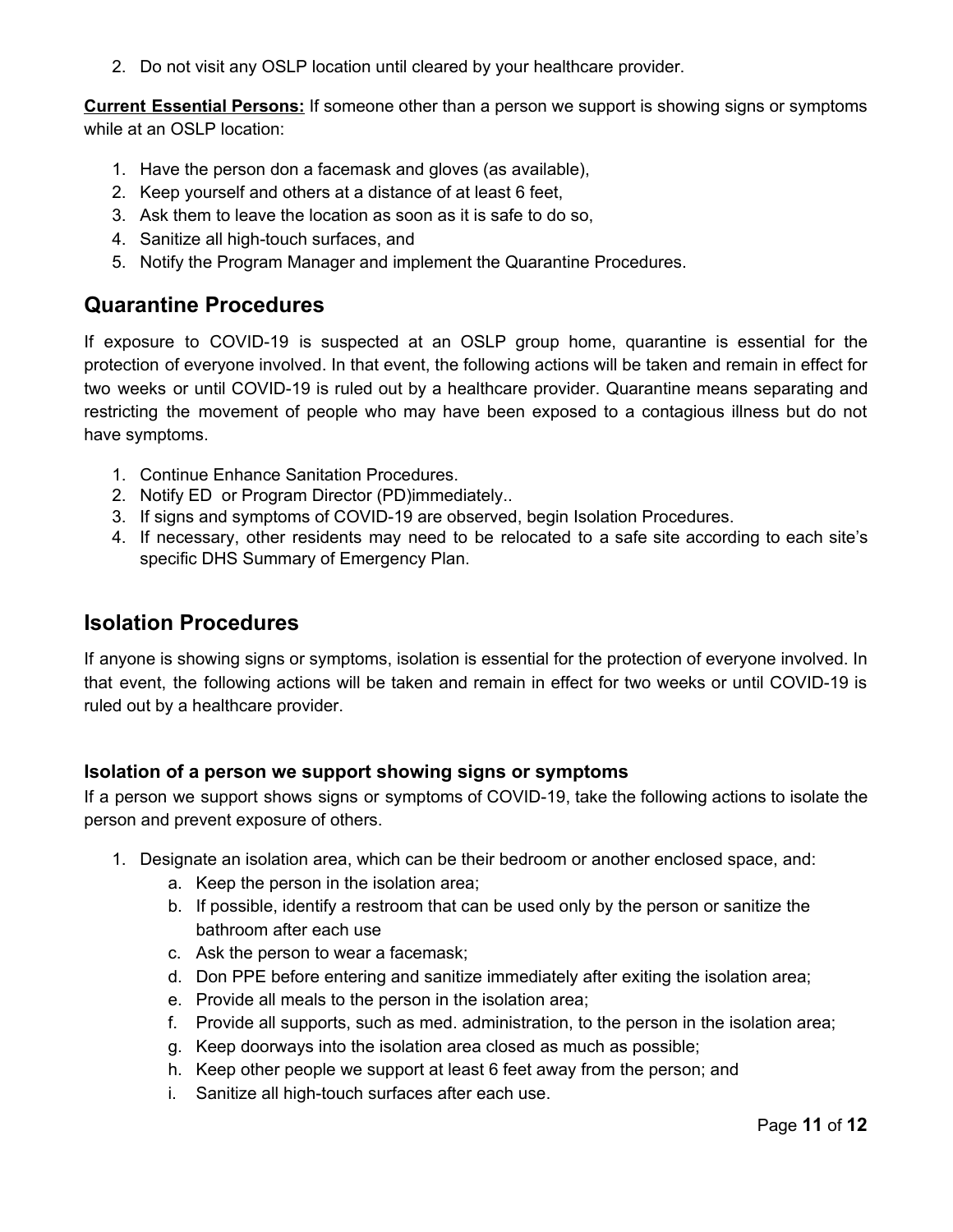2. Do not visit any OSLP location until cleared by your healthcare provider.

**Current Essential Persons:** If someone other than a person we support is showing signs or symptoms while at an OSLP location:

1. Have the person don a facemask and gloves (as available),
2. Keep yourself and others at a distance of at least 6 feet,
3. Ask them to leave the location as soon as it is safe to do so,
4. Sanitize all high-touch surfaces, and
5. Notify the Program Manager and implement the Quarantine Procedures.

## Quarantine Procedures

If exposure to COVID-19 is suspected at an OSLP group home, quarantine is essential for the protection of everyone involved. In that event, the following actions will be taken and remain in effect for two weeks or until COVID-19 is ruled out by a healthcare provider. Quarantine means separating and restricting the movement of people who may have been exposed to a contagious illness but do not have symptoms.

1. Continue Enhance Sanitation Procedures.
2. Notify ED or Program Director (PD)immediately..
3. If signs and symptoms of COVID-19 are observed, begin Isolation Procedures.
4. If necessary, other residents may need to be relocated to a safe site according to each site's specific DHS Summary of Emergency Plan.

## Isolation Procedures

If anyone is showing signs or symptoms, isolation is essential for the protection of everyone involved. In that event, the following actions will be taken and remain in effect for two weeks or until COVID-19 is ruled out by a healthcare provider.

### Isolation of a person we support showing signs or symptoms

If a person we support shows signs or symptoms of COVID-19, take the following actions to isolate the person and prevent exposure of others.

1. Designate an isolation area, which can be their bedroom or another enclosed space, and:
    a. Keep the person in the isolation area;
    b. If possible, identify a restroom that can be used only by the person or sanitize the bathroom after each use
    c. Ask the person to wear a facemask;
    d. Don PPE before entering and sanitize immediately after exiting the isolation area;
    e. Provide all meals to the person in the isolation area;
    f. Provide all supports, such as med. administration, to the person in the isolation area;
    g. Keep doorways into the isolation area closed as much as possible;
    h. Keep other people we support at least 6 feet away from the person; and
    i. Sanitize all high-touch surfaces after each use.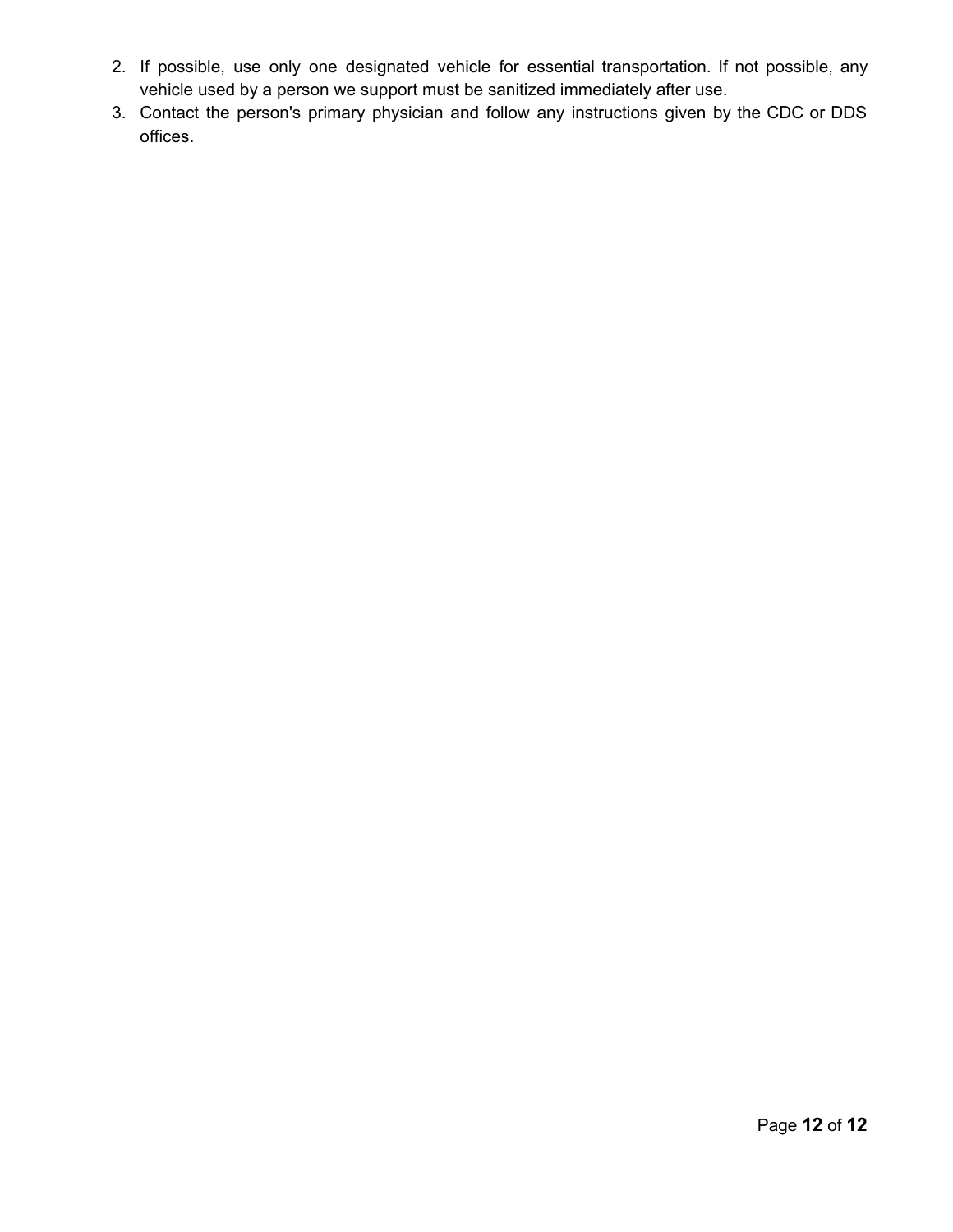2. If possible, use only one designated vehicle for essential transportation. If not possible, any vehicle used by a person we support must be sanitized immediately after use.
3. Contact the person's primary physician and follow any instructions given by the CDC or DDS offices.